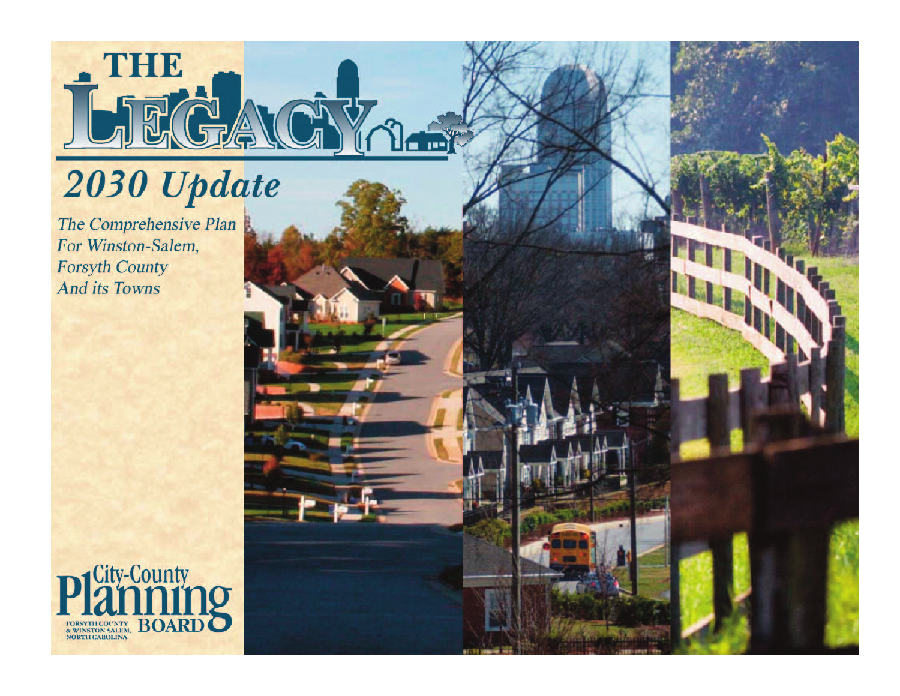# THE LEGACY

## 2030 Update

*The Comprehensive Plan For Winston-Salem, Forsyth County And its Towns*

City-County Planning Board

FORSYTH COUNTY & WINSTON SALEM, NORTH CAROLINA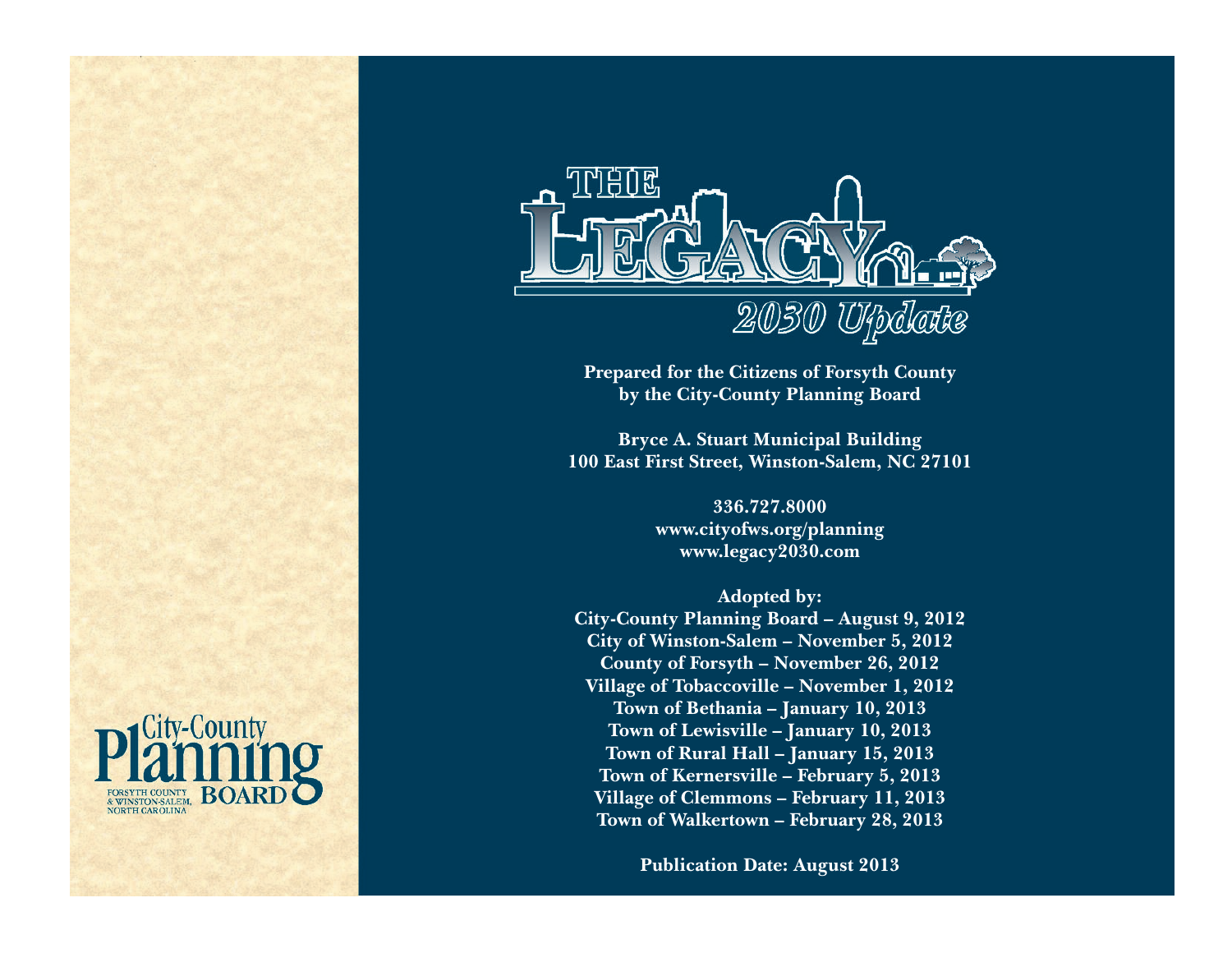# THE LEGACY

## 2030 Update

**Prepared for the Citizens of Forsyth County**
**by the City-County Planning Board**

**Bryce A. Stuart Municipal Building**
**100 East First Street, Winston-Salem, NC 27101**

**336.727.8000**
**www.cityofws.org/planning**
**www.legacy2030.com**

**Adopted by:**
**City-County Planning Board – August 9, 2012**
**City of Winston-Salem – November 5, 2012**
**County of Forsyth – November 26, 2012**
**Village of Tobaccoville – November 1, 2012**
**Town of Bethania – January 10, 2013**
**Town of Lewisville – January 10, 2013**
**Town of Rural Hall – January 15, 2013**
**Town of Kernersville – February 5, 2013**
**Village of Clemmons – February 11, 2013**
**Town of Walkertown – February 28, 2013**

**Publication Date: August 2013**

City-County Planning BOARD
FORSYTH COUNTY & WINSTON-SALEM, NORTH CAROLINA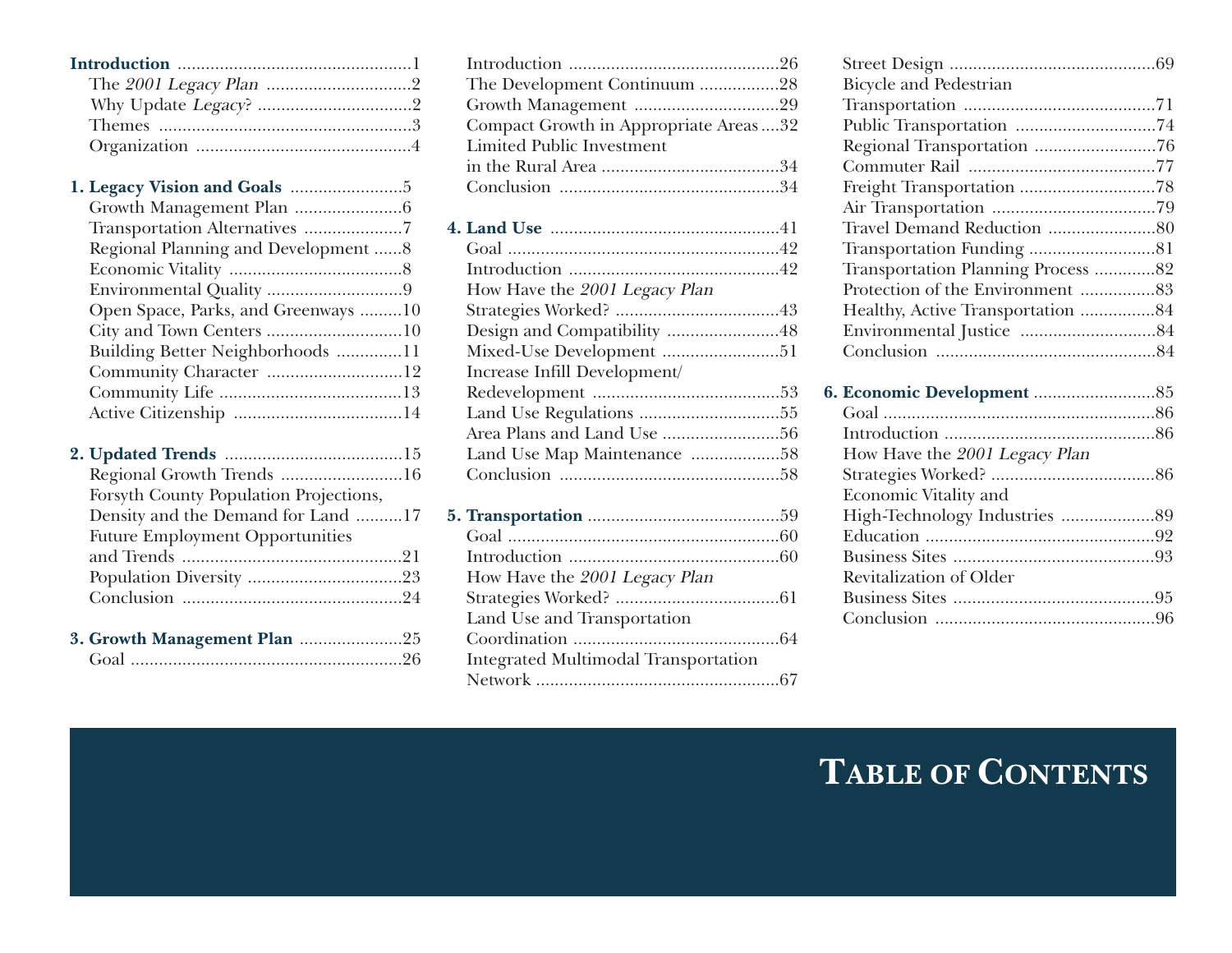# Table of Contents

**Introduction** ....................................................1
- The *2001 Legacy Plan* ...............................2
- Why Update *Legacy*? .................................2
- Themes .......................................................3
- Organization ...............................................4

**1. Legacy Vision and Goals** ........................5
- Growth Management Plan .......................6
- Transportation Alternatives .....................7
- Regional Planning and Development ......8
- Economic Vitality .....................................8
- Environmental Quality .............................9
- Open Space, Parks, and Greenways .........10
- City and Town Centers .............................10
- Building Better Neighborhoods ..............11
- Community Character .............................12
- Community Life .......................................13
- Active Citizenship ....................................14

**2. Updated Trends** ......................................15
- Regional Growth Trends ..........................16
- Forsyth County Population Projections, Density and the Demand for Land ..........17
- Future Employment Opportunities and Trends ...............................................21
- Population Diversity .................................23
- Conclusion ...............................................24

**3. Growth Management Plan** ......................25
- Goal ..........................................................26
- Introduction ............................................26
- The Development Continuum .................28
- Growth Management ..............................29
- Compact Growth in Appropriate Areas ....32
- Limited Public Investment in the Rural Area ......................................34
- Conclusion ...............................................34

**4. Land Use** ..................................................41
- Goal ..........................................................42
- Introduction ............................................42
- How Have the *2001 Legacy Plan* Strategies Worked? ..................................43
- Design and Compatibility ........................48
- Mixed-Use Development .........................51
- Increase Infill Development/ Redevelopment ........................................53
- Land Use Regulations ..............................55
- Area Plans and Land Use .........................56
- Land Use Map Maintenance ...................58
- Conclusion ...............................................58

**5. Transportation** .........................................59
- Goal ..........................................................60
- Introduction ............................................60
- How Have the *2001 Legacy Plan* Strategies Worked? ..................................61
- Land Use and Transportation Coordination ...........................................64
- Integrated Multimodal Transportation Network ....................................................67
- Street Design ...........................................69
- Bicycle and Pedestrian Transportation .........................................71
- Public Transportation ..............................74
- Regional Transportation ..........................76
- Commuter Rail ........................................77
- Freight Transportation .............................78
- Air Transportation ...................................79
- Travel Demand Reduction .......................80
- Transportation Funding ...........................81
- Transportation Planning Process .............82
- Protection of the Environment ................83
- Healthy, Active Transportation ................84
- Environmental Justice .............................84
- Conclusion ...............................................84

**6. Economic Development** ..........................85
- Goal ..........................................................86
- Introduction ............................................86
- How Have the *2001 Legacy Plan* Strategies Worked? ...................................86
- Economic Vitality and High-Technology Industries ....................89
- Education .................................................92
- Business Sites ...........................................93
- Revitalization of Older Business Sites ...........................................95
- Conclusion ...............................................96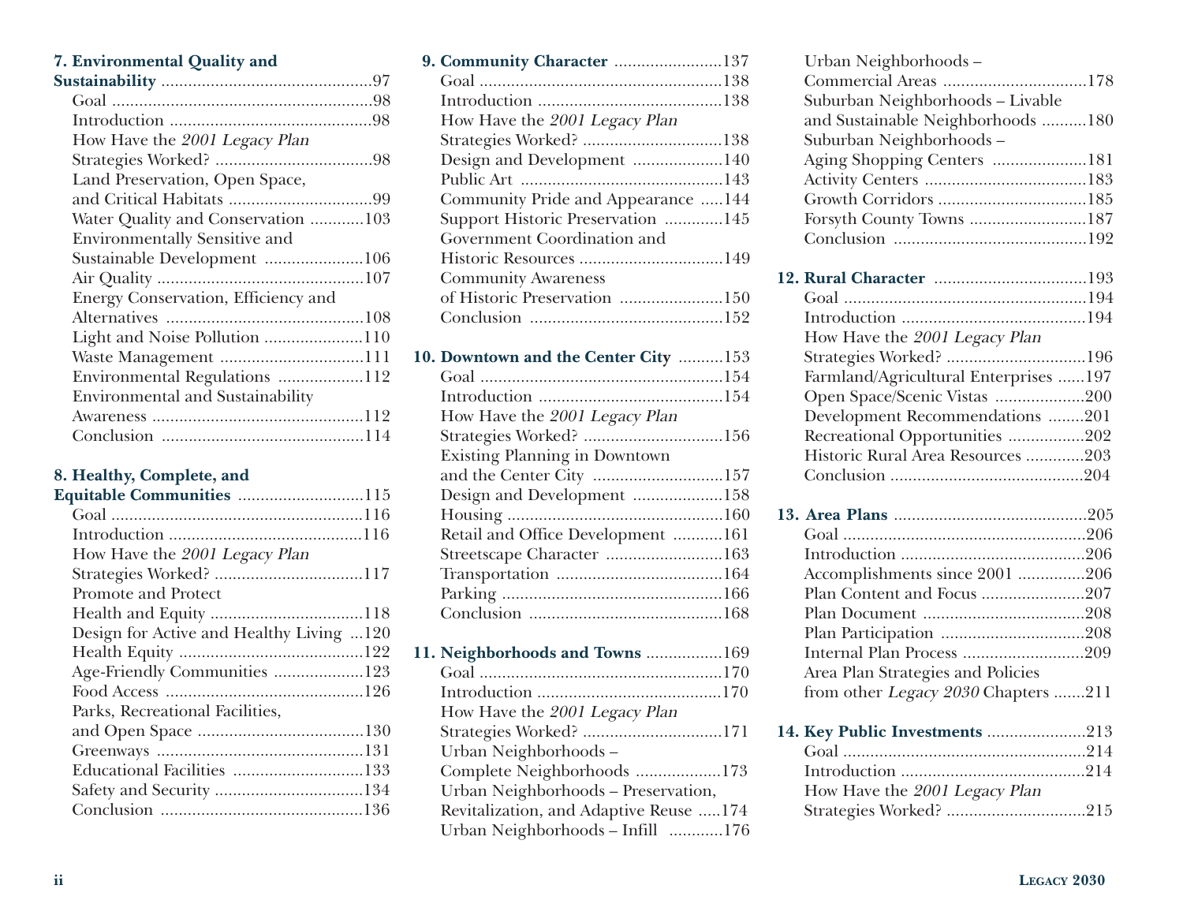**7. Environmental Quality and Sustainability** ....97

- Goal ....98
- Introduction ....98
- How Have the *2001 Legacy Plan* Strategies Worked? ....98
- Land Preservation, Open Space, and Critical Habitats ....99
- Water Quality and Conservation ....103
- Environmentally Sensitive and Sustainable Development ....106
- Air Quality ....107
- Energy Conservation, Efficiency and Alternatives ....108
- Light and Noise Pollution ....110
- Waste Management ....111
- Environmental Regulations ....112
- Environmental and Sustainability Awareness ....112
- Conclusion ....114

**8. Healthy, Complete, and Equitable Communities** ....115

- Goal ....116
- Introduction ....116
- How Have the *2001 Legacy Plan* Strategies Worked? ....117
- Promote and Protect Health and Equity ....118
- Design for Active and Healthy Living ....120
- Health Equity ....122
- Age-Friendly Communities ....123
- Food Access ....126
- Parks, Recreational Facilities, and Open Space ....130
- Greenways ....131
- Educational Facilities ....133
- Safety and Security ....134
- Conclusion ....136

**9. Community Character** ....137

- Goal ....138
- Introduction ....138
- How Have the *2001 Legacy Plan* Strategies Worked? ....138
- Design and Development ....140
- Public Art ....143
- Community Pride and Appearance ....144
- Support Historic Preservation ....145
- Government Coordination and Historic Resources ....149
- Community Awareness of Historic Preservation ....150
- Conclusion ....152

**10. Downtown and the Center City** ....153

- Goal ....154
- Introduction ....154
- How Have the *2001 Legacy Plan* Strategies Worked? ....156
- Existing Planning in Downtown and the Center City ....157
- Design and Development ....158
- Housing ....160
- Retail and Office Development ....161
- Streetscape Character ....163
- Transportation ....164
- Parking ....166
- Conclusion ....168

**11. Neighborhoods and Towns** ....169

- Goal ....170
- Introduction ....170
- How Have the *2001 Legacy Plan* Strategies Worked? ....171
- Urban Neighborhoods – Complete Neighborhoods ....173
- Urban Neighborhoods – Preservation, Revitalization, and Adaptive Reuse ....174
- Urban Neighborhoods – Infill ....176
- Urban Neighborhoods – Commercial Areas ....178
- Suburban Neighborhoods – Livable and Sustainable Neighborhoods ....180
- Suburban Neighborhoods – Aging Shopping Centers ....181
- Activity Centers ....183
- Growth Corridors ....185
- Forsyth County Towns ....187
- Conclusion ....192

**12. Rural Character** ....193

- Goal ....194
- Introduction ....194
- How Have the *2001 Legacy Plan* Strategies Worked? ....196
- Farmland/Agricultural Enterprises ....197
- Open Space/Scenic Vistas ....200
- Development Recommendations ....201
- Recreational Opportunities ....202
- Historic Rural Area Resources ....203
- Conclusion ....204

**13. Area Plans** ....205

- Goal ....206
- Introduction ....206
- Accomplishments since 2001 ....206
- Plan Content and Focus ....207
- Plan Document ....208
- Plan Participation ....208
- Internal Plan Process ....209
- Area Plan Strategies and Policies from other *Legacy 2030* Chapters ....211

**14. Key Public Investments** ....213

- Goal ....214
- Introduction ....214
- How Have the *2001 Legacy Plan* Strategies Worked? ....215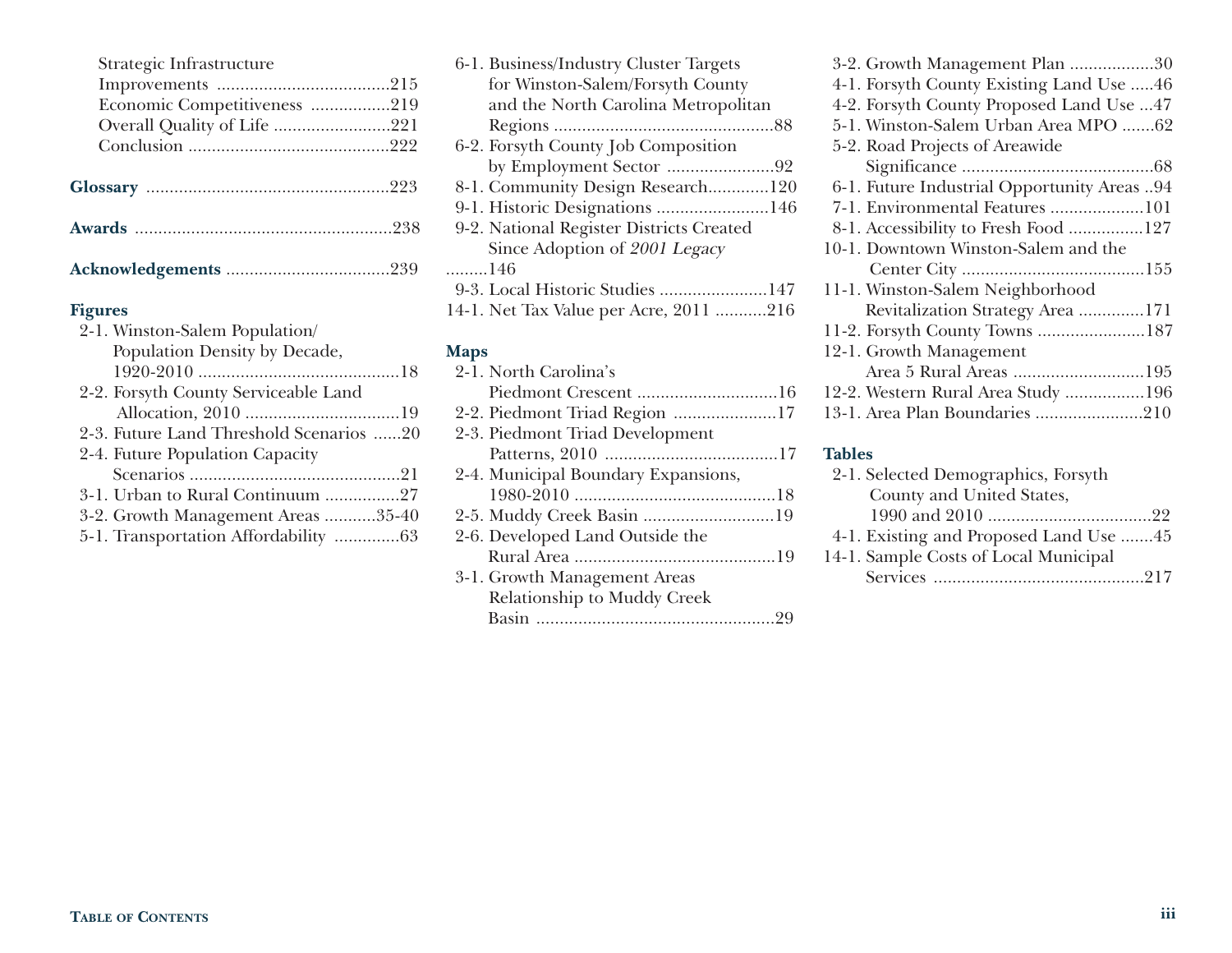Strategic Infrastructure Improvements .....................................215
Economic Competitiveness .................219
Overall Quality of Life .........................221
Conclusion ...........................................222

**Glossary** ....................................................223

**Awards** .......................................................238

**Acknowledgements** ...................................239

**Figures**

2-1. Winston-Salem Population/ Population Density by Decade, 1920-2010 ...........................................18
2-2. Forsyth County Serviceable Land Allocation, 2010 .................................19
2-3. Future Land Threshold Scenarios ......20
2-4. Future Population Capacity Scenarios .............................................21
3-1. Urban to Rural Continuum ................27
3-2. Growth Management Areas ...........35-40
5-1. Transportation Affordability ..............63
6-1. Business/Industry Cluster Targets for Winston-Salem/Forsyth County and the North Carolina Metropolitan Regions ...............................................88
6-2. Forsyth County Job Composition by Employment Sector .......................92
8-1. Community Design Research.............120
9-1. Historic Designations ........................146
9-2. National Register Districts Created Since Adoption of *2001 Legacy* .........146
9-3. Local Historic Studies .......................147
14-1. Net Tax Value per Acre, 2011 ...........216

**Maps**

2-1. North Carolina's Piedmont Crescent ..............................16
2-2. Piedmont Triad Region ......................17
2-3. Piedmont Triad Development Patterns, 2010 .....................................17
2-4. Municipal Boundary Expansions, 1980-2010 ...........................................18
2-5. Muddy Creek Basin ............................19
2-6. Developed Land Outside the Rural Area ...........................................19
3-1. Growth Management Areas Relationship to Muddy Creek Basin ...................................................29
3-2. Growth Management Plan ..................30
4-1. Forsyth County Existing Land Use .....46
4-2. Forsyth County Proposed Land Use ...47
5-1. Winston-Salem Urban Area MPO .......62
5-2. Road Projects of Areawide Significance .........................................68
6-1. Future Industrial Opportunity Areas ..94
7-1. Environmental Features ....................101
8-1. Accessibility to Fresh Food ................127
10-1. Downtown Winston-Salem and the Center City .......................................155
11-1. Winston-Salem Neighborhood Revitalization Strategy Area ..............171
11-2. Forsyth County Towns .......................187
12-1. Growth Management Area 5 Rural Areas ............................195
12-2. Western Rural Area Study .................196
13-1. Area Plan Boundaries .......................210

**Tables**

2-1. Selected Demographics, Forsyth County and United States, 1990 and 2010 ...................................22
4-1. Existing and Proposed Land Use .......45
14-1. Sample Costs of Local Municipal Services .............................................217